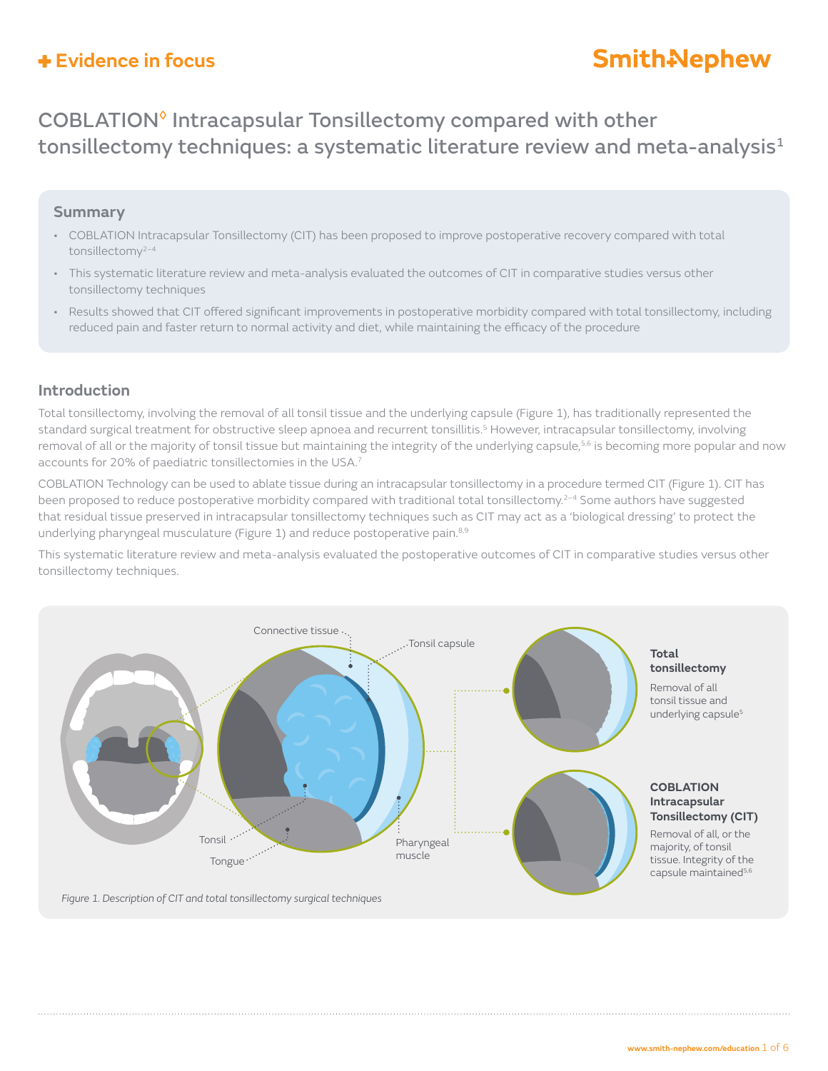# COBLATION◊ Intracapsular Tonsillectomy compared with other tonsillectomy techniques: a systematic literature review and meta-analysis[1]

## Summary

- COBLATION Intracapsular Tonsillectomy (CIT) has been proposed to improve postoperative recovery compared with total tonsillectomy[2–4]
- This systematic literature review and meta-analysis evaluated the outcomes of CIT in comparative studies versus other tonsillectomy techniques
- Results showed that CIT offered significant improvements in postoperative morbidity compared with total tonsillectomy, including reduced pain and faster return to normal activity and diet, while maintaining the efficacy of the procedure

## Introduction

Total tonsillectomy, involving the removal of all tonsil tissue and the underlying capsule (Figure 1), has traditionally represented the standard surgical treatment for obstructive sleep apnoea and recurrent tonsillitis.[5] However, intracapsular tonsillectomy, involving removal of all or the majority of tonsil tissue but maintaining the integrity of the underlying capsule,[5,6] is becoming more popular and now accounts for 20% of paediatric tonsillectomies in the USA.[7]

COBLATION Technology can be used to ablate tissue during an intracapsular tonsillectomy in a procedure termed CIT (Figure 1). CIT has been proposed to reduce postoperative morbidity compared with traditional total tonsillectomy.[2–4] Some authors have suggested that residual tissue preserved in intracapsular tonsillectomy techniques such as CIT may act as a 'biological dressing' to protect the underlying pharyngeal musculature (Figure 1) and reduce postoperative pain.[8,9]

This systematic literature review and meta-analysis evaluated the postoperative outcomes of CIT in comparative studies versus other tonsillectomy techniques.

Connective tissue · Tonsil capsule · Tonsil · Tongue · Pharyngeal muscle

**Total tonsillectomy**

Removal of all tonsil tissue and underlying capsule[5]

**COBLATION Intracapsular Tonsillectomy (CIT)**

Removal of all, or the majority, of tonsil tissue. Integrity of the capsule maintained[5,6]

*Figure 1. Description of CIT and total tonsillectomy surgical techniques*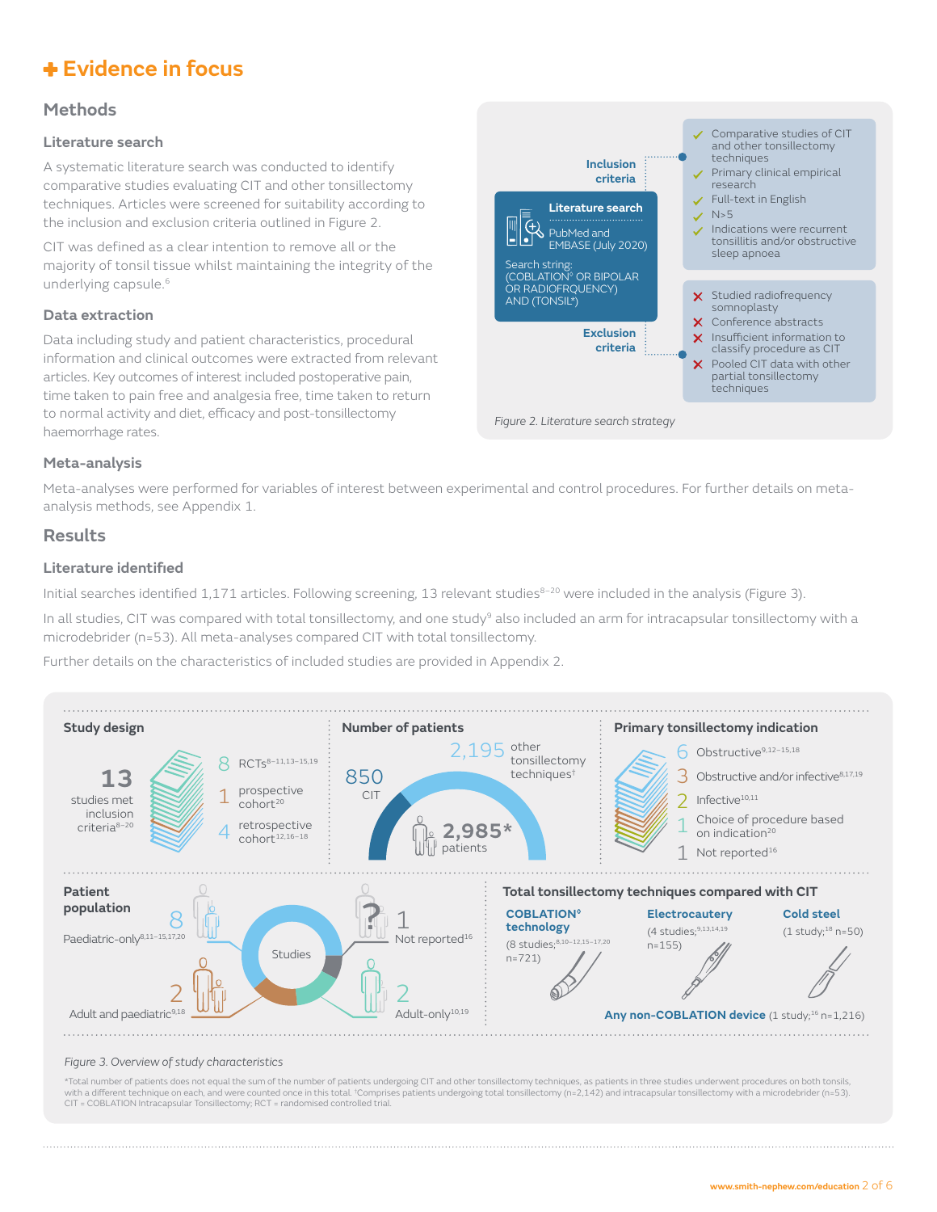# ✚ Evidence in focus

## Methods

### Literature search

A systematic literature search was conducted to identify comparative studies evaluating CIT and other tonsillectomy techniques. Articles were screened for suitability according to the inclusion and exclusion criteria outlined in Figure 2.

CIT was defined as a clear intention to remove all or the majority of tonsil tissue whilst maintaining the integrity of the underlying capsule.[6]

### Data extraction

Data including study and patient characteristics, procedural information and clinical outcomes were extracted from relevant articles. Key outcomes of interest included postoperative pain, time taken to pain free and analgesia free, time taken to return to normal activity and diet, efficacy and post-tonsillectomy haemorrhage rates.

**Literature search**

PubMed and EMBASE (July 2020)

Search string: (COBLATION° OR BIPOLAR OR RADIOFRQUENCY) AND (TONSIL*)

**Inclusion criteria**

- ✓ Comparative studies of CIT and other tonsillectomy techniques
- ✓ Primary clinical empirical research
- ✓ Full-text in English
- ✓ N>5
- ✓ Indications were recurrent tonsillitis and/or obstructive sleep apnoea

**Exclusion criteria**

- ✗ Studied radiofrequency somnoplasty
- ✗ Conference abstracts
- ✗ Insufficient information to classify procedure as CIT
- ✗ Pooled CIT data with other partial tonsillectomy techniques

*Figure 2. Literature search strategy*

### Meta-analysis

Meta-analyses were performed for variables of interest between experimental and control procedures. For further details on meta-analysis methods, see Appendix 1.

## Results

### Literature identified

Initial searches identified 1,171 articles. Following screening, 13 relevant studies[8–20] were included in the analysis (Figure 3).

In all studies, CIT was compared with total tonsillectomy, and one study[9] also included an arm for intracapsular tonsillectomy with a microdebrider (n=53). All meta-analyses compared CIT with total tonsillectomy.

Further details on the characteristics of included studies are provided in Appendix 2.

**Study design**

13 studies met inclusion criteria[8–20]

- 8 RCTs[8–11,13–15,19]
- 1 prospective cohort[20]
- 4 retrospective cohort[12,16–18]

**Number of patients**

- 850 CIT
- 2,195 other tonsillectomy techniques†
- 2,985* patients

**Primary tonsillectomy indication**

- 6 Obstructive[9,12–15,18]
- 3 Obstructive and/or infective[8,17,19]
- 2 Infective[10,11]
- 1 Choice of procedure based on indication[20]
- 1 Not reported[16]

**Patient population**

- 8 Paediatric-only[8,11–15,17,20]
- 2 Adult and paediatric[9,18]
- 1 Not reported[16]
- 2 Adult-only[10,19]

**Total tonsillectomy techniques compared with CIT**

- **COBLATION° technology** (8 studies;[8,10–12,15–17,20] n=721)
- **Electrocautery** (4 studies;[9,13,14,19] n=155)
- **Cold steel** (1 study;[18] n=50)
- **Any non-COBLATION device** (1 study;[16] n=1,216)

*Figure 3. Overview of study characteristics*

*Total number of patients does not equal the sum of the number of patients undergoing CIT and other tonsillectomy techniques, as patients in three studies underwent procedures on both tonsils, with a different technique on each, and were counted once in this total. †Comprises patients undergoing total tonsillectomy (n=2,142) and intracapsular tonsillectomy with a microdebrider (n=53).
CIT = COBLATION Intracapsular Tonsillectomy; RCT = randomised controlled trial.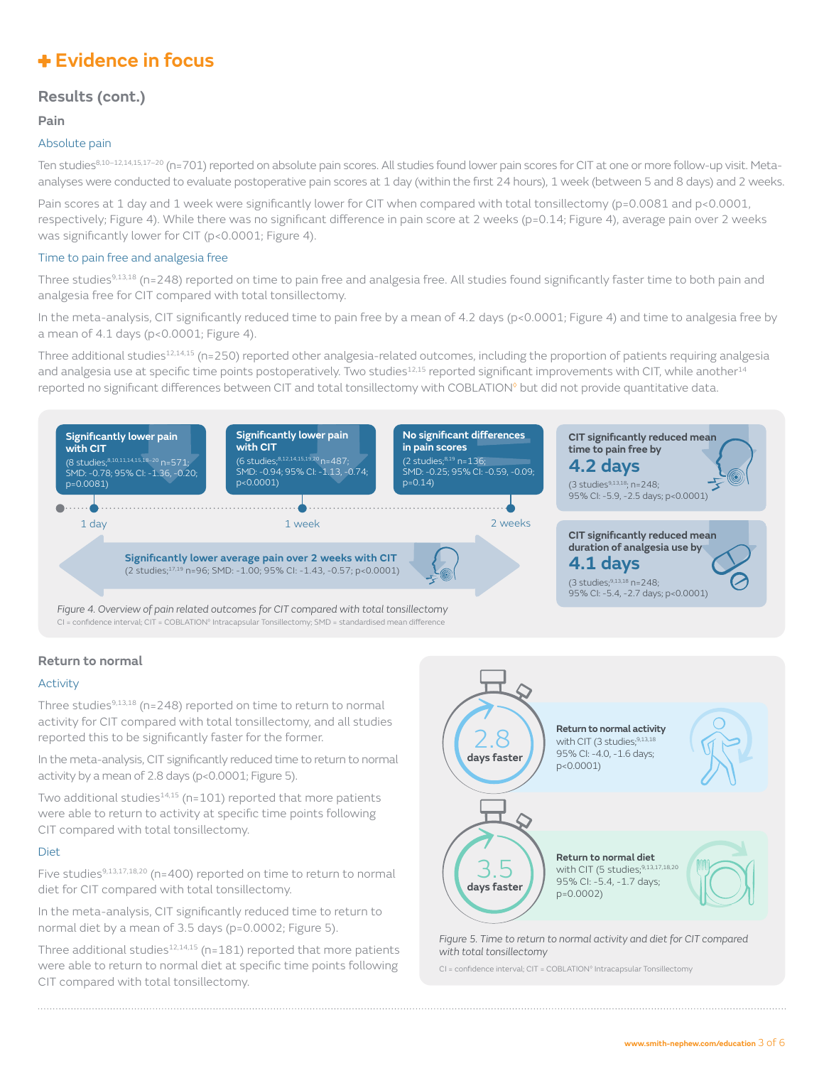## ✚ Evidence in focus

### Results (cont.)

#### Pain

##### Absolute pain

Ten studies[8,10–12,14,15,17–20] (n=701) reported on absolute pain scores. All studies found lower pain scores for CIT at one or more follow-up visit. Meta-analyses were conducted to evaluate postoperative pain scores at 1 day (within the first 24 hours), 1 week (between 5 and 8 days) and 2 weeks.

Pain scores at 1 day and 1 week were significantly lower for CIT when compared with total tonsillectomy (p=0.0081 and p<0.0001, respectively; Figure 4). While there was no significant difference in pain score at 2 weeks (p=0.14; Figure 4), average pain over 2 weeks was significantly lower for CIT (p<0.0001; Figure 4).

##### Time to pain free and analgesia free

Three studies[9,13,18] (n=248) reported on time to pain free and analgesia free. All studies found significantly faster time to both pain and analgesia free for CIT compared with total tonsillectomy.

In the meta-analysis, CIT significantly reduced time to pain free by a mean of 4.2 days (p<0.0001; Figure 4) and time to analgesia free by a mean of 4.1 days (p<0.0001; Figure 4).

Three additional studies[12,14,15] (n=250) reported other analgesia-related outcomes, including the proportion of patients requiring analgesia and analgesia use at specific time points postoperatively. Two studies[12,15] reported significant improvements with CIT, while another[14] reported no significant differences between CIT and total tonsillectomy with COBLATION◊ but did not provide quantitative data.

**1 day — Significantly lower pain with CIT** (8 studies;[8,10,11,14,15,18–20] n=571; SMD: -0.78; 95% CI: -1.36, -0.20; p=0.0081)

**1 week — Significantly lower pain with CIT** (6 studies;[8,12,14,15,19,20] n=487; SMD: -0.94; 95% CI: -1.13, -0.74; p<0.0001)

**2 weeks — No significant differences in pain scores** (2 studies;[8,19] n=136; SMD: -0.25; 95% CI: -0.59, -0.09; p=0.14)

**Significantly lower average pain over 2 weeks with CIT** (2 studies;[17,19] n=96; SMD: -1.00; 95% CI: -1.43, -0.57; p<0.0001)

**CIT significantly reduced mean time to pain free by 4.2 days** (3 studies[9,13,18]; n=248; 95% CI: -5.9, -2.5 days; p<0.0001)

**CIT significantly reduced mean duration of analgesia use by 4.1 days** (3 studies;[9,13,18] n=248; 95% CI: -5.4, -2.7 days; p<0.0001)

*Figure 4. Overview of pain related outcomes for CIT compared with total tonsillectomy*

CI = confidence interval; CIT = COBLATION◊ Intracapsular Tonsillectomy; SMD = standardised mean difference

#### Return to normal

##### Activity

Three studies[9,13,18] (n=248) reported on time to return to normal activity for CIT compared with total tonsillectomy, and all studies reported this to be significantly faster for the former.

In the meta-analysis, CIT significantly reduced time to return to normal activity by a mean of 2.8 days (p<0.0001; Figure 5).

Two additional studies[14,15] (n=101) reported that more patients were able to return to activity at specific time points following CIT compared with total tonsillectomy.

##### Diet

Five studies[9,13,17,18,20] (n=400) reported on time to return to normal diet for CIT compared with total tonsillectomy.

In the meta-analysis, CIT significantly reduced time to return to normal diet by a mean of 3.5 days (p=0.0002; Figure 5).

Three additional studies[12,14,15] (n=181) reported that more patients were able to return to normal diet at specific time points following CIT compared with total tonsillectomy.

**2.8 days faster — Return to normal activity** with CIT (3 studies;[9,13,18] 95% CI: -4.0, -1.6 days; p<0.0001)

**3.5 days faster — Return to normal diet** with CIT (5 studies;[9,13,17,18,20] 95% CI: -5.4, -1.7 days; p=0.0002)

*Figure 5. Time to return to normal activity and diet for CIT compared with total tonsillectomy*

CI = confidence interval; CIT = COBLATION◊ Intracapsular Tonsillectomy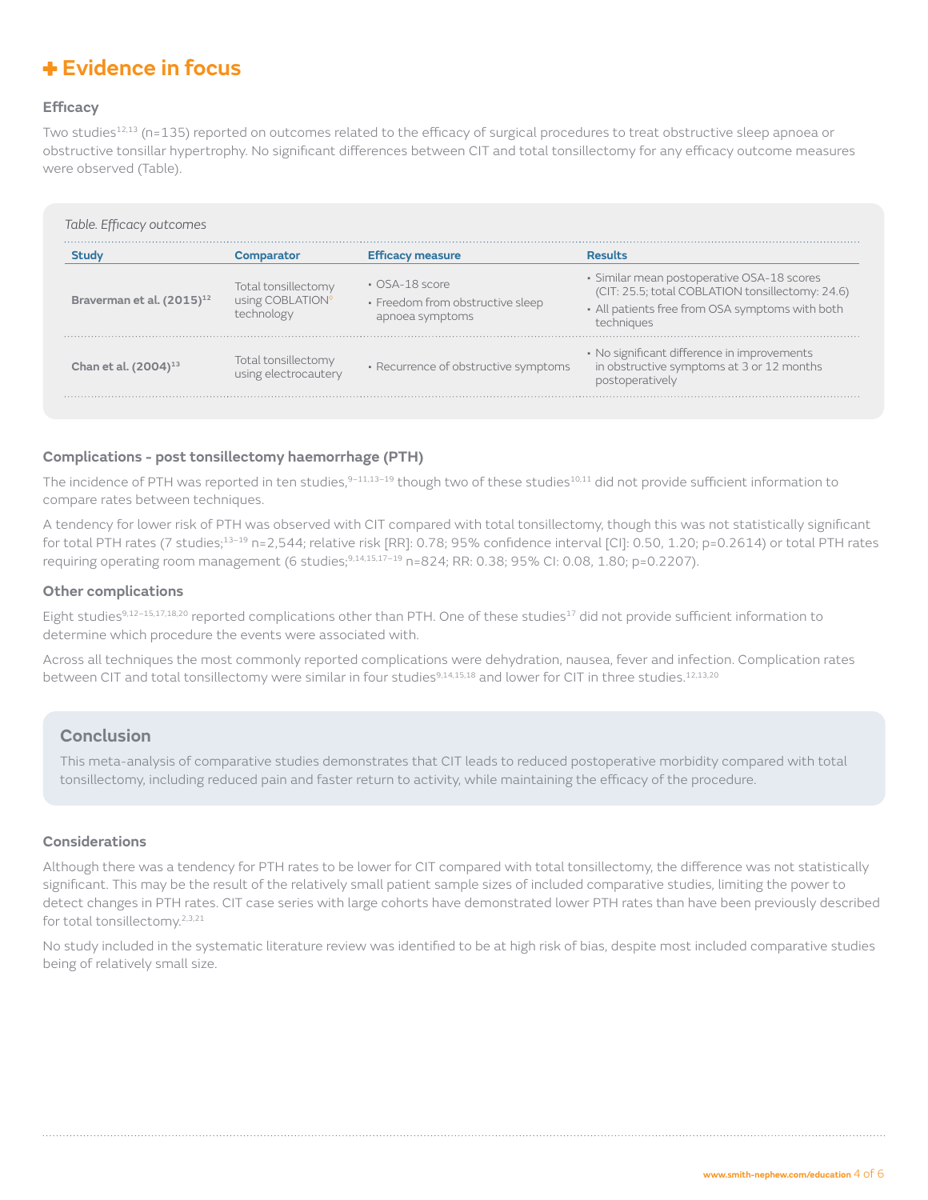## ✚ Evidence in focus

### Efficacy

Two studies[12,13] (n=135) reported on outcomes related to the efficacy of surgical procedures to treat obstructive sleep apnoea or obstructive tonsillar hypertrophy. No significant differences between CIT and total tonsillectomy for any efficacy outcome measures were observed (Table).

*Table. Efficacy outcomes*

| Study | Comparator | Efficacy measure | Results |
|---|---|---|---|
| **Braverman et al. (2015)[12]** | Total tonsillectomy using COBLATION◊ technology | • OSA-18 score<br>• Freedom from obstructive sleep apnoea symptoms | • Similar mean postoperative OSA-18 scores (CIT: 25.5; total COBLATION tonsillectomy: 24.6)<br>• All patients free from OSA symptoms with both techniques |
| **Chan et al. (2004)[13]** | Total tonsillectomy using electrocautery | • Recurrence of obstructive symptoms | • No significant difference in improvements in obstructive symptoms at 3 or 12 months postoperatively |

### Complications - post tonsillectomy haemorrhage (PTH)

The incidence of PTH was reported in ten studies,[9–11,13–19] though two of these studies[10,11] did not provide sufficient information to compare rates between techniques.

A tendency for lower risk of PTH was observed with CIT compared with total tonsillectomy, though this was not statistically significant for total PTH rates (7 studies;[13–19] n=2,544; relative risk [RR]: 0.78; 95% confidence interval [CI]: 0.50, 1.20; p=0.2614) or total PTH rates requiring operating room management (6 studies;[9,14,15,17–19] n=824; RR: 0.38; 95% CI: 0.08, 1.80; p=0.2207).

### Other complications

Eight studies[9,12–15,17,18,20] reported complications other than PTH. One of these studies[17] did not provide sufficient information to determine which procedure the events were associated with.

Across all techniques the most commonly reported complications were dehydration, nausea, fever and infection. Complication rates between CIT and total tonsillectomy were similar in four studies[9,14,15,18] and lower for CIT in three studies.[12,13,20]

### Conclusion

This meta-analysis of comparative studies demonstrates that CIT leads to reduced postoperative morbidity compared with total tonsillectomy, including reduced pain and faster return to activity, while maintaining the efficacy of the procedure.

### Considerations

Although there was a tendency for PTH rates to be lower for CIT compared with total tonsillectomy, the difference was not statistically significant. This may be the result of the relatively small patient sample sizes of included comparative studies, limiting the power to detect changes in PTH rates. CIT case series with large cohorts have demonstrated lower PTH rates than have been previously described for total tonsillectomy.[2,3,21]

No study included in the systematic literature review was identified to be at high risk of bias, despite most included comparative studies being of relatively small size.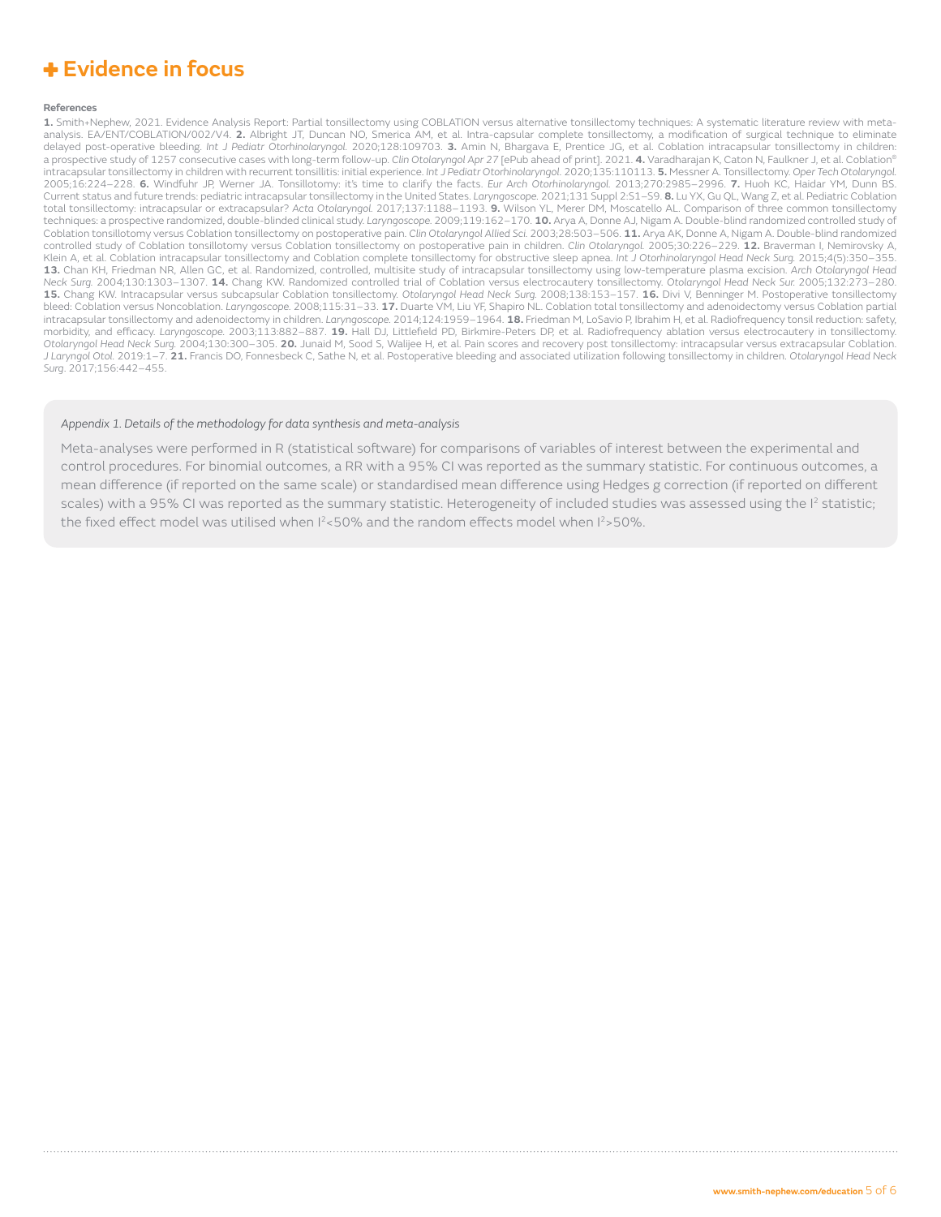# ✚ Evidence in focus

**References**

**1.** Smith+Nephew, 2021. Evidence Analysis Report: Partial tonsillectomy using COBLATION versus alternative tonsillectomy techniques: A systematic literature review with meta-analysis. EA/ENT/COBLATION/002/V4. **2.** Albright JT, Duncan NO, Smerica AM, et al. Intra-capsular complete tonsillectomy, a modification of surgical technique to eliminate delayed post-operative bleeding. *Int J Pediatr Otorhinolaryngol.* 2020;128:109703. **3.** Amin N, Bhargava E, Prentice JG, et al. Coblation intracapsular tonsillectomy in children: a prospective study of 1257 consecutive cases with long-term follow-up. *Clin Otolaryngol Apr 27* [ePub ahead of print]. 2021. **4.** Varadharajan K, Caton N, Faulkner J, et al. Coblation® intracapsular tonsillectomy in children with recurrent tonsillitis: initial experience. *Int J Pediatr Otorhinolaryngol.* 2020;135:110113. **5.** Messner A. Tonsillectomy. *Oper Tech Otolaryngol.* 2005;16:224–228. **6.** Windfuhr JP, Werner JA. Tonsillotomy: it's time to clarify the facts. *Eur Arch Otorhinolaryngol.* 2013;270:2985–2996. **7.** Huoh KC, Haidar YM, Dunn BS. Current status and future trends: pediatric intracapsular tonsillectomy in the United States. *Laryngoscope.* 2021;131 Suppl 2:S1–S9. **8.** Lu YX, Gu QL, Wang Z, et al. Pediatric Coblation total tonsillectomy: intracapsular or extracapsular? *Acta Otolaryngol.* 2017;137:1188–1193. **9.** Wilson YL, Merer DM, Moscatello AL. Comparison of three common tonsillectomy techniques: a prospective randomized, double-blinded clinical study. *Laryngoscope.* 2009;119:162–170. **10.** Arya A, Donne AJ, Nigam A. Double-blind randomized controlled study of Coblation tonsillotomy versus Coblation tonsillectomy on postoperative pain. *Clin Otolaryngol Allied Sci.* 2003;28:503–506. **11.** Arya AK, Donne A, Nigam A. Double-blind randomized controlled study of Coblation tonsillotomy versus Coblation tonsillectomy on postoperative pain in children. *Clin Otolaryngol.* 2005;30:226–229. **12.** Braverman I, Nemirovsky A, Klein A, et al. Coblation intracapsular tonsillectomy and Coblation complete tonsillectomy for obstructive sleep apnea. *Int J Otorhinolaryngol Head Neck Surg.* 2015;4(5):350–355. **13.** Chan KH, Friedman NR, Allen GC, et al. Randomized, controlled, multisite study of intracapsular tonsillectomy using low-temperature plasma excision. *Arch Otolaryngol Head Neck Surg.* 2004;130:1303–1307. **14.** Chang KW. Randomized controlled trial of Coblation versus electrocautery tonsillectomy. *Otolaryngol Head Neck Sur.* 2005;132:273–280. **15.** Chang KW. Intracapsular versus subcapsular Coblation tonsillectomy. *Otolaryngol Head Neck Surg.* 2008;138:153–157. **16.** Divi V, Benninger M. Postoperative tonsillectomy bleed: Coblation versus Noncoblation. *Laryngoscope.* 2008;115:31–33. **17.** Duarte VM, Liu YF, Shapiro NL. Coblation total tonsillectomy and adenoidectomy versus Coblation partial intracapsular tonsillectomy and adenoidectomy in children. *Laryngoscope.* 2014;124:1959–1964. **18.** Friedman M, LoSavio P, Ibrahim H, et al. Radiofrequency tonsil reduction: safety, morbidity, and efficacy. *Laryngoscope.* 2003;113:882–887. **19.** Hall DJ, Littlefield PD, Birkmire-Peters DP, et al. Radiofrequency ablation versus electrocautery in tonsillectomy. *Otolaryngol Head Neck Surg.* 2004;130:300–305. **20.** Junaid M, Sood S, Walijee H, et al. Pain scores and recovery post tonsillectomy: intracapsular versus extracapsular Coblation. *J Laryngol Otol.* 2019:1–7. **21.** Francis DO, Fonnesbeck C, Sathe N, et al. Postoperative bleeding and associated utilization following tonsillectomy in children. *Otolaryngol Head Neck Surg*. 2017;156:442–455.

*Appendix 1. Details of the methodology for data synthesis and meta-analysis*

Meta-analyses were performed in R (statistical software) for comparisons of variables of interest between the experimental and control procedures. For binomial outcomes, a RR with a 95% CI was reported as the summary statistic. For continuous outcomes, a mean difference (if reported on the same scale) or standardised mean difference using Hedges g correction (if reported on different scales) with a 95% CI was reported as the summary statistic. Heterogeneity of included studies was assessed using the $I^2$ statistic; the fixed effect model was utilised when $I^2$<50% and the random effects model when $I^2$>50%.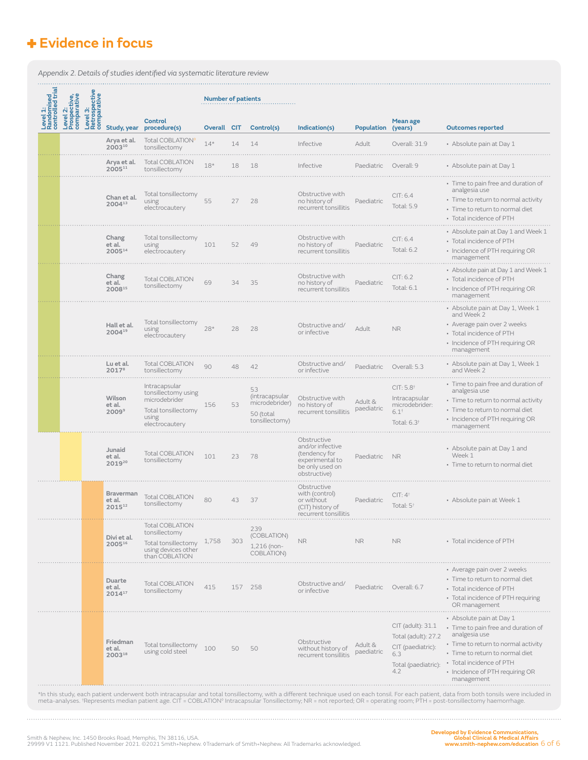# ✚ Evidence in focus

*Appendix 2. Details of studies identified via systematic literature review*

| Level 1: Randomised controlled trial | Level 2: Prospective, comparative | Level 3: Retrospective comparative | Study, year | Control procedure(s) | Number of patients | | | Indication(s) | Population | Mean age (years) | Outcomes reported |
|---|---|---|---|---|---|---|---|---|---|---|---|
| | | | | | Overall | CIT | Control(s) | | | | |
| ✓ | | | **Arya et al. 2003**[10] | Total COBLATION◊ tonsillectomy | 14* | 14 | 14 | Infective | Adult | Overall: 31.9 | • Absolute pain at Day 1 |
| ✓ | | | **Arya et al. 2005**[11] | Total COBLATION tonsillectomy | 18* | 18 | 18 | Infective | Paediatric | Overall: 9 | • Absolute pain at Day 1 |
| ✓ | | | **Chan et al. 2004**[13] | Total tonsillectomy using electrocautery | 55 | 27 | 28 | Obstructive with no history of recurrent tonsillitis | Paediatric | CIT: 6.4<br>Total: 5.9 | • Time to pain free and duration of analgesia use<br>• Time to return to normal activity<br>• Time to return to normal diet<br>• Total incidence of PTH |
| ✓ | | | **Chang et al. 2005**[14] | Total tonsillectomy using electrocautery | 101 | 52 | 49 | Obstructive with no history of recurrent tonsillitis | Paediatric | CIT: 6.4<br>Total: 6.2 | • Absolute pain at Day 1 and Week 1<br>• Total incidence of PTH<br>• Incidence of PTH requiring OR management |
| ✓ | | | **Chang et al. 2008**[15] | Total COBLATION tonsillectomy | 69 | 34 | 35 | Obstructive with no history of recurrent tonsillitis | Paediatric | CIT: 6.2<br>Total: 6.1 | • Absolute pain at Day 1 and Week 1<br>• Total incidence of PTH<br>• Incidence of PTH requiring OR management |
| ✓ | | | **Hall et al. 2004**[19] | Total tonsillectomy using electrocautery | 28* | 28 | 28 | Obstructive and/or infective | Adult | NR | • Absolute pain at Day 1, Week 1 and Week 2<br>• Average pain over 2 weeks<br>• Total incidence of PTH<br>• Incidence of PTH requiring OR management |
| ✓ | | | **Lu et al. 2017**[8] | Total COBLATION tonsillectomy | 90 | 48 | 42 | Obstructive and/or infective | Paediatric | Overall: 5.3 | • Absolute pain at Day 1, Week 1 and Week 2 |
| ✓ | | | **Wilson et al. 2009**[9] | Intracapsular tonsillectomy using microdebrider<br>Total tonsillectomy using electrocautery | 156 | 53 | 53 (intracapsular microdebrider)<br>50 (total tonsillectomy) | Obstructive with no history of recurrent tonsillitis | Adult & paediatric | CIT: 5.8†<br>Intracapsular microdebrider: 6.1†<br>Total: 6.3† | • Time to pain free and duration of analgesia use<br>• Time to return to normal activity<br>• Time to return to normal diet<br>• Incidence of PTH requiring OR management |
| | ✓ | | **Junaid et al. 2019**[20] | Total COBLATION tonsillectomy | 101 | 23 | 78 | Obstructive and/or infective (tendency for experimental to be only used on obstructive) | Paediatric | NR | • Absolute pain at Day 1 and Week 1<br>• Time to return to normal diet |
| | | ✓ | **Braverman et al. 2015**[12] | Total COBLATION tonsillectomy | 80 | 43 | 37 | Obstructive with (control) or without (CIT) history of recurrent tonsillitis | Paediatric | CIT: 4†<br>Total: 5† | • Absolute pain at Week 1 |
| | | ✓ | **Divi et al. 2005**[16] | Total COBLATION tonsillectomy<br>Total tonsillectomy using devices other than COBLATION | 1,758 | 303 | 239 (COBLATION)<br>1,216 (non-COBLATION) | NR | NR | NR | • Total incidence of PTH |
| | | ✓ | **Duarte et al. 2014**[17] | Total COBLATION tonsillectomy | 415 | 157 | 258 | Obstructive and/or infective | Paediatric | Overall: 6.7 | • Average pain over 2 weeks<br>• Time to return to normal diet<br>• Total incidence of PTH<br>• Total incidence of PTH requiring OR management |
| | | ✓ | **Friedman et al. 2003**[18] | Total tonsillectomy using cold steel | 100 | 50 | 50 | Obstructive without history of recurrent tonsillitis | Adult & paediatric | CIT (adult): 31.1<br>Total (adult): 27.2<br>CIT (paediatric): 6.3<br>Total (paediatric): 4.2 | • Absolute pain at Day 1<br>• Time to pain free and duration of analgesia use<br>• Time to return to normal activity<br>• Time to return to normal diet<br>• Total incidence of PTH<br>• Incidence of PTH requiring OR management |

*In this study, each patient underwent both intracapsular and total tonsillectomy, with a different technique used on each tonsil. For each patient, data from both tonsils were included in meta-analyses. †Represents median patient age. CIT = COBLATION◊ Intracapsular Tonsillectomy; NR = not reported; OR = operating room; PTH = post-tonsillectomy haemorrhage.

Smith & Nephew, Inc. 1450 Brooks Road, Memphis, TN 38116, USA.
29999 V1 1121. Published November 2021. ©2021 Smith+Nephew. ◊Trademark of Smith+Nephew. All Trademarks acknowledged.

Developed by Evidence Communications, Global Clinical & Medical Affairs
www.smith-nephew.com/education